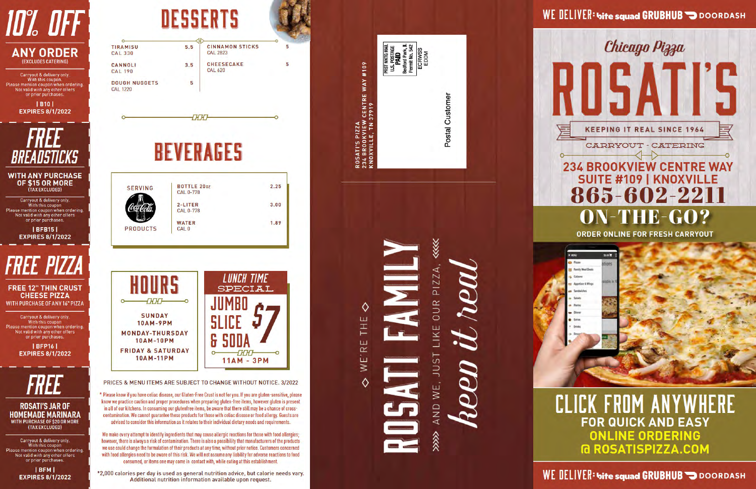# 10% OFF

## ANY ORDER

(EXCLUDES CATERING)

Carryout & delivery only. With this coupon. Please mention coupon when ordering. Not valid with any other offers or prior purchases.

| B10 |
EXPIRES 8/1/2022

# FREE BREADSTICKS

## WITH ANY PURCHASE OF $15 OR MORE

(TAX EXCLUDED)

Carryout & delivery only. With this coupon. Please mention coupon when ordering. Not valid with any other offers or prior purchases.

| BFB15 |
EXPIRES 8/1/2022

# FREE PIZZA

## FREE 12" THIN CRUST CHEESE PIZZA

WITH PURCHASE OF ANY 16" PIZZA

Carryout & delivery only. With this coupon. Please mention coupon when ordering. Not valid with any other offers or prior purchases.

| BFP16 |
EXPIRES 8/1/2022

# FREE

## ROSATI'S JAR OF HOMEMADE MARINARA

WITH PURCHASE OF $20 OR MORE (TAX EXCLUDED)

Carryout & delivery only. With this coupon. Please mention coupon when ordering. Not valid with any other offers or prior purchases.

| BFM |
EXPIRES 8/1/2022

# DESSERTS

| Item | Price |
|---|---|
| TIRAMISU CAL 330 | 5.5 |
| CANNOLI CAL 190 | 3.5 |
| DOUGH NUGGETS CAL 1220 | 5 |
| CINNAMON STICKS CAL 2823 | 5 |
| CHEESECAKE CAL 620 | 5 |

# BEVERAGES

SERVING Coca-Cola PRODUCTS

| Item | Price |
|---|---|
| BOTTLE 20oz CAL 0-778 | 2.25 |
| 2-LITER CAL 0-778 | 3.00 |
| WATER CAL 0 | 1.89 |

# HOURS

SUNDAY
10AM-9PM

MONDAY-THURSDAY
10AM-10PM

FRIDAY & SATURDAY
10AM-11PM

# LUNCH TIME SPECIAL

JUMBO SLICE & SODA $7

11AM - 3PM

PRICES & MENU ITEMS ARE SUBJECT TO CHANGE WITHOUT NOTICE. 3/2022

* Please know if you have celiac disease, our Gluten-Free Crust is not for you. If you are gluten-sensitive, please know we practice caution and proper procedures when preparing gluten-free items, however gluten is present in all of our kitchens. In consuming our glutenfree items, be aware that there still may be a chance of cross-contamination. We cannot guarantee these products for those with celiac disease or food allergy. Guests are advised to consider this information as it relates to their individual dietary needs and requirements.

We make every attempt to identify ingredients that may cause allergic reactions for those with food allergies; however, there is always a risk of contamination. There is also a possibility that manufacturers of the products we use could change the formulation of their products at any time, without prior notice. Customers concerned with food allergies need to be aware of this risk. We will not assume any liability for adverse reactions to food consumed, or items one may come in contact with, while eating at this establishment.

*2,000 calories per day is used as general nutrition advice, but calorie needs vary. Additional nutrition information available upon request.

ROSATI'S PIZZA
234 BROOKVIEW CENTRE WAY #109
KNOXVILLE, TN 37919

PRST MKTG MAIL
U.S. POSTAGE
PAID
Bedford Park, IL
Permit No. 542
ECRWSS
EDDM

Postal Customer

◇ WE'RE THE ◇

# ROSATI FAMILY

»»» AND WE, JUST LIKE OUR PIZZA, «««

*keep it real*

WE DELIVER: bite squad GRUBHUB DOORDASH

Chicago Pizza

# ROSATI'S

KEEPING IT REAL SINCE 1964

CARRYOUT - CATERING

## 234 BROOKVIEW CENTRE WAY SUITE #109 | KNOXVILLE

## 865-602-2211

# ON-THE-GO?

ORDER ONLINE FOR FRESH CARRYOUT

# CLICK FROM ANYWHERE

## FOR QUICK AND EASY ONLINE ORDERING @ ROSATISPIZZA.COM

WE DELIVER: bite squad GRUBHUB DOORDASH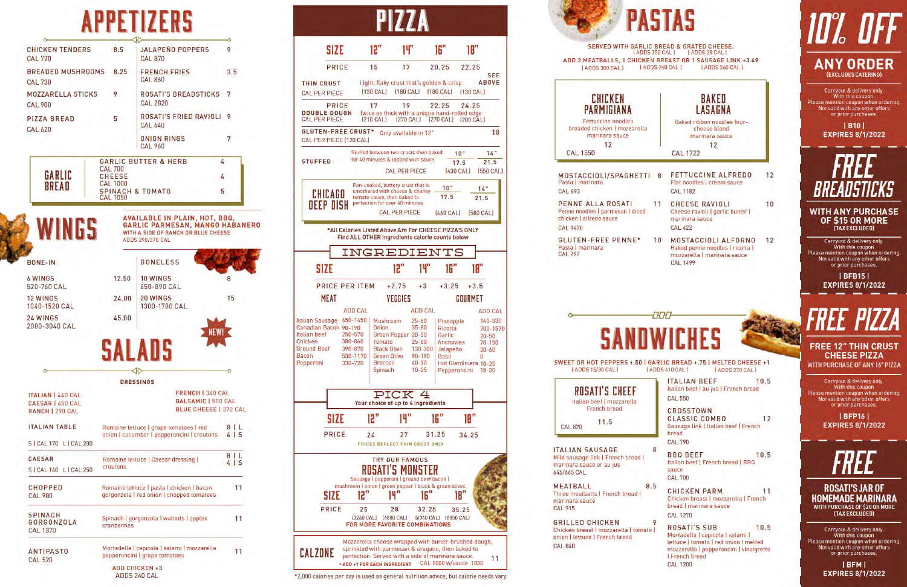# APPETIZERS

| | | | |
|---|---|---|---|
| CHICKEN TENDERS<br>CAL 720 | 8.5 | JALAPEÑO POPPERS<br>CAL 870 | 9 |
| BREADED MUSHROOMS<br>CAL 730 | 8.25 | FRENCH FRIES<br>CAL 860 | 3.5 |
| MOZZARELLA STICKS<br>CAL 900 | 9 | ROSATI'S BREADSTICKS<br>CAL 2820 | 7 |
| PIZZA BREAD<br>CAL 620 | 5 | ROSATI'S FRIED RAVIOLI<br>CAL 640 | 9 |
| | | ONION RINGS<br>CAL 960 | 7 |

## GARLIC BREAD

| | |
|---|---|
| GARLIC BUTTER & HERB<br>CAL 700 | 4 |
| CHEESE<br>CAL 1000 | 4 |
| SPINACH & TOMATO<br>CAL 1050 | 5 |

# WINGS

AVAILABLE IN PLAIN, HOT, BBQ, GARLIC PARMESAN, MANGO HABANERO
WITH A SIDE OF RANCH OR BLUE CHEESE
ADDS 290/370 CAL

NEW!

| BONE-IN | | BONELESS | |
|---|---|---|---|
| 6 WINGS<br>520-760 CAL | 12.50 | 10 WINGS<br>650-890 CAL | 8 |
| 12 WINGS<br>1040-1520 CAL | 24.00 | 20 WINGS<br>1300-1780 CAL | 15 |
| 24 WINGS<br>2080-3040 CAL | 45.00 | | |

# SALADS

**DRESSINGS**

ITALIAN | 440 CAL
CAESAR | 450 CAL
RANCH | 290 CAL
FRENCH | 360 CAL
BALSAMIC | 300 CAL
BLUE CHEESE | 370 CAL

| | | |
|---|---|---|
| ITALIAN TABLE<br>S \| CAL 170 L \| CAL 200 | Romaine lettuce \| grape tomatoes \| red onion \| cucumber \| pepperoncini \| croutons | 8 \| L<br>4 \| S |
| CAESAR<br>S \| CAL 140 L \| CAL 250 | Romaine lettuce \| Caesar dressing \| croutons | 8 \| L<br>4 \| S |
| CHOPPED<br>CAL 980 | Romaine lettuce \| pasta \| chicken \| bacon gorgonzola \| red onion \| chopped tomatoes | 11 |
| SPINACH GORGONZOLA<br>CAL 1370 | Spinach \| gorgonzola \| walnuts \| apples cranberries | 11 |
| ANTIPASTO<br>CAL 520 | Mortadella \| capicola \| salami \| mozzarella pepperoncini \| grape tomatoes | 11 |

ADD CHICKEN +3
ADDS 240 CAL

# PIZZA

| SIZE | 12" | 14" | 16" | 18" |
|---|---|---|---|---|
| PRICE | 15 | 17 | 20.25 | 22.25 |
| THIN CRUST — Light, flaky crust that's golden & crisp (CAL PER PIECE) | [130 CAL] | [180 CAL] | [180 CAL] | [130 CAL] |
| PRICE | 17 | 19 | 22.25 | 24.25 |
| DOUBLE DOUGH — Twice as thick with a unique hand-rolled edge (CAL PER PIECE) | [210 CAL] | [270 CAL] | [270 CAL] | [200 CAL] |

SEE ABOVE

GLUTEN-FREE CRUST* Only available in 12" — 18
CAL PER PIECE [120 CAL]

**STUFFED** — Stuffed between two crusts then baked for 40 minutes & topped with sauce

| | 10" | 14" |
|---|---|---|
| PRICE | 17.5 | 21.5 |
| CAL PER PIECE | [430 CAL] | [550 CAL] |

**CHICAGO DEEP DISH** — Pan-cooked, buttery crust that is smothered with cheese & chunky tomato sauce, then baked to perfection for over 40 minutes

| | 10" | 14" |
|---|---|---|
| PRICE | 17.5 | 21.5 |
| CAL PER PIECE | [460 CAL] | [580 CAL] |

*All Calories Listed Above Are For CHEESE PIZZA'S ONLY
Find ALL OTHER ingredients calorie counts below

## INGREDIENTS

| SIZE | 12" | 14" | 16" | 18" |
|---|---|---|---|---|
| PRICE PER ITEM | +2.75 | +3 | +3.25 | +3.5 |

| MEAT | ADD CAL | VEGGIES | ADD CAL | GOURMET | ADD CAL |
|---|---|---|---|---|---|
| Italian Sausage | 650-1450 | Mushroom | 25-60 | Pineapple | 140-330 |
| Canadian Bacon | 90-190 | Onion | 35-80 | Ricotta | 700-1570 |
| Italian beef | 250-570 | Green Pepper | 20-50 | Garlic | 20-50 |
| Chicken | 380-860 | Tomato | 25-60 | Anchovies | 70-150 |
| Ground Beef | 390-870 | Black Olive | 130-300 | Jalapeño | 30-60 |
| Bacon | 530-1170 | Green Olive | 90-190 | Basil | 0 |
| Pepperoni | 330-720 | Broccoli | 40-90 | Hot Giardiniera | 10-25 |
| | | Spinach | 10-25 | Pepperoncini | 15-30 |

## PICK 4

Your choice of up to 4 ingredients

| SIZE | 12" | 14" | 16" | 18" |
|---|---|---|---|---|
| PRICE | 24 | 27 | 31.25 | 34.25 |

PRICES REFLECT THIN CRUST ONLY

TRY OUR FAMOUS
## ROSATI'S MONSTER

Sausage | pepperoni | ground beef bacon | mushroom | onion | green pepper | black & green olives

| SIZE | 12" | 14" | 16" | 18" |
|---|---|---|---|---|
| PRICE | 25 | 28 | 32.25 | 35.25 |
| | [3260 CAL] | [4880 CAL] | [6340 CAL] | [8050 CAL] |

FOR MORE FAVORITE COMBINATIONS

## CALZONE

Mozzarella cheese wrapped with butter-brushed dough, sprinkled with parmesan & oregano, then baked to perfection. Served with a side of marinara sauce. — 11
+ADD +1 FOR EACH INGREDIENT CAL 1000 w/sauce 1030

*2,000 calories per day is used as general nutrition advice, but calorie needs vary.

# PASTAS

SERVED WITH GARLIC BREAD & GRATED CHEESE.
[ADDS 350 CAL] [ADDS 28 CAL]
ADD 2 MEATBALLS, 1 CHICKEN BREAST OR 1 SAUSAGE LINK +3.49
[ADDS 380 CAL] [ADDS 240 CAL] [ADDS 360 CAL]

**CHICKEN PARMIGIANA** — Fettuccine noodles | breaded chicken | mozzarella | marinara sauce — 12 — CAL 1550

**BAKED LASAGNA** — Baked ribbon noodles four-cheese blend | marinara sauce — 12 — CAL 1722

| | | | |
|---|---|---|---|
| MOSTACCIOLI/SPAGHETTI<br>Pasta \| marinara<br>CAL 693 | 8 | FETTUCCINE ALFREDO<br>Flat noodles \| cream sauce<br>CAL 1182 | 12 |
| PENNE ALLA ROSATI<br>Penne noodles \| parmesan \| diced chicken \| alfredo sauce<br>CAL 1420 | 11 | CHEESE RAVIOLI<br>Cheese ravioli \| garlic butter \| marinara sauce<br>CAL 422 | 10 |
| GLUTEN-FREE PENNE*<br>Pasta \| marinara<br>CAL 292 | 10 | MOSTACCIOLI ALFORNO<br>Baked penne noodles \| ricotta \| mozzarella \| marinara sauce<br>CAL 1499 | 12 |

# SANDWICHES

SWEET OR HOT PEPPERS +.50 | GARLIC BREAD +.75 | MELTED CHEESE +1
[ADDS 15/30 CAL] [ADDS 410 CAL] [ADDS 270 CAL]

**ROSATI'S CHEEF** — Italian beef | mozzarella French bread — 11.5 — CAL 820

| | |
|---|---|
| ITALIAN SAUSAGE<br>Mild sausage link \| French bread \| marinara sauce or au jus<br>645/665 CAL | 8 |
| MEATBALL<br>Three meatballs \| French bread \| marinara sauce<br>CAL 915 | 8.5 |
| GRILLED CHICKEN<br>Chicken breast \| mozzarella \| tomato \| onion \| lettuce \| French bread<br>CAL 840 | 9 |
| ITALIAN BEEF<br>Italian beef \| au jus \| French bread<br>CAL 550 | 10.5 |
| CROSSTOWN CLASSIC COMBO<br>Sausage link \| Italian beef \| French bread<br>CAL 790 | 12 |
| BBQ BEEF<br>Italian beef \| French bread \| BBQ sauce<br>CAL 700 | 10.5 |
| CHICKEN PARM<br>Chicken breast \| mozzarella \| French bread \| marinara sauce<br>CAL 1270 | 11 |
| ROSATI'S SUB<br>Mortadella \| capicola \| salami \| lettuce \| tomato \| red onion \| melted mozzarella \| pepperoncini \| vinaigrette \| French bread<br>CAL 1200 | 10.5 |

# 10% OFF

**ANY ORDER**
(EXCLUDES CATERING)

Carryout & delivery only. With this coupon. Please mention coupon when ordering. Not valid with any other offers or prior purchases.

| B10 |
EXPIRES 8/1/2022

# FREE BREADSTICKS

**WITH ANY PURCHASE OF $15 OR MORE**
(TAX EXCLUDED)

Carryout & delivery only. With this coupon. Please mention coupon when ordering. Not valid with any other offers or prior purchases.

| BFB15 |
EXPIRES 8/1/2022

# FREE PIZZA

**FREE 12" THIN CRUST CHEESE PIZZA**
WITH PURCHASE OF ANY 16" PIZZA

Carryout & delivery only. With this coupon. Please mention coupon when ordering. Not valid with any other offers or prior purchases.

| BFP16 |
EXPIRES 8/1/2022

# FREE

**ROSATI'S JAR OF HOMEMADE MARINARA**
WITH PURCHASE OF $20 OR MORE
(TAX EXCLUDED)

Carryout & delivery only. With this coupon. Please mention coupon when ordering. Not valid with any other offers or prior purchases.

| BFM |
EXPIRES 8/1/2022